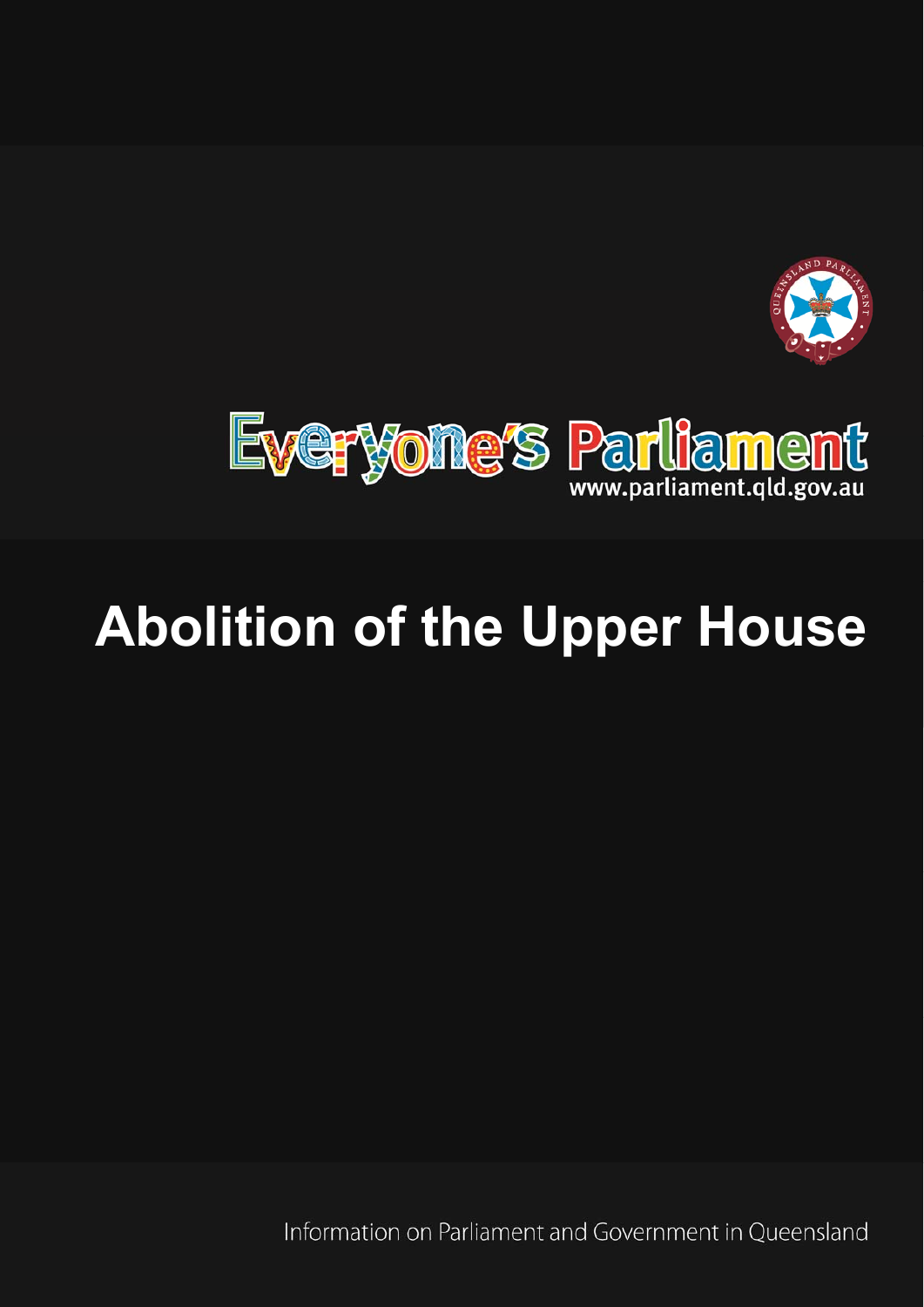Everyone's Parliament
www.parliament.qld.gov.au

# Abolition of the Upper House

Information on Parliament and Government in Queensland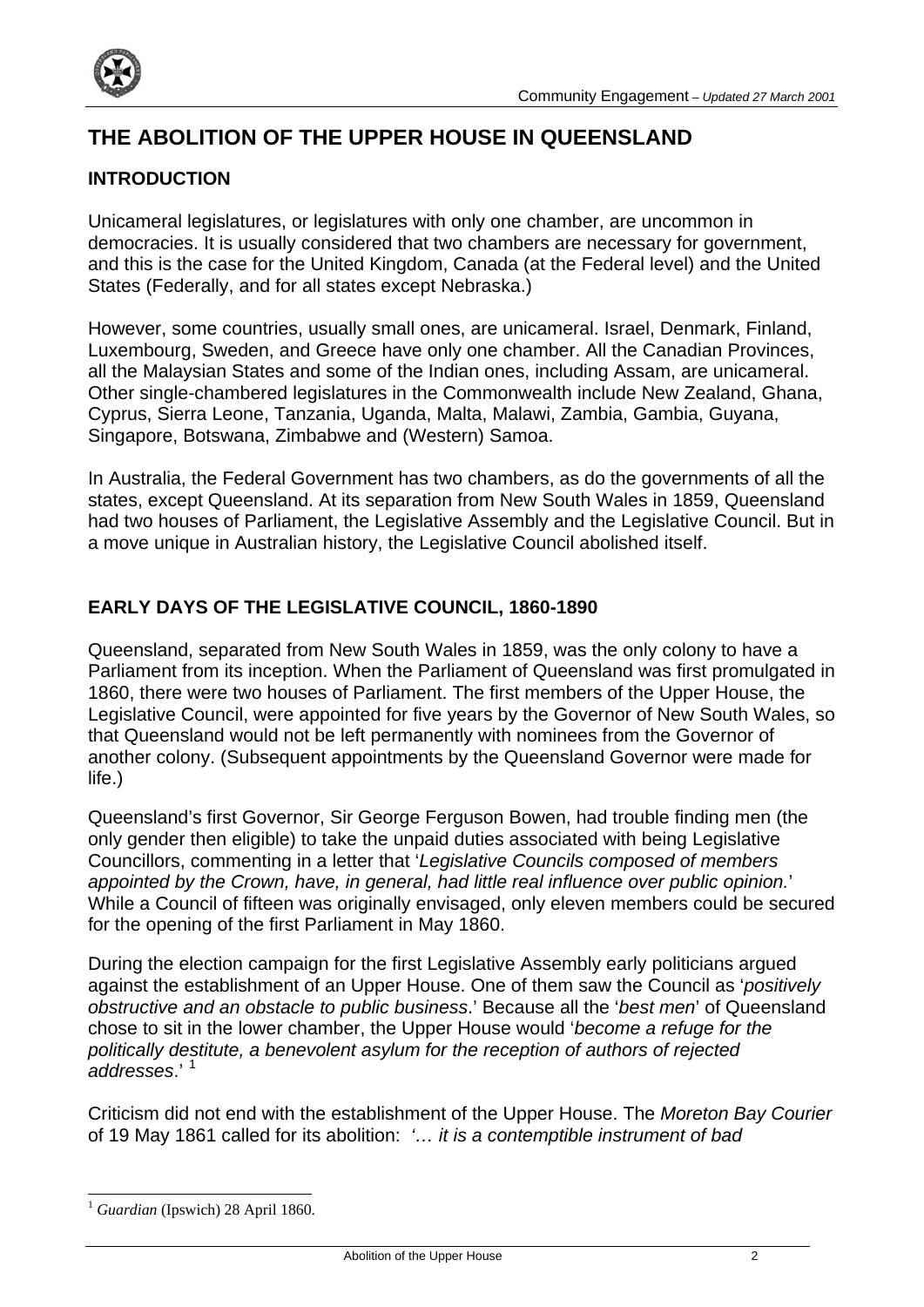# THE ABOLITION OF THE UPPER HOUSE IN QUEENSLAND

## INTRODUCTION

Unicameral legislatures, or legislatures with only one chamber, are uncommon in democracies. It is usually considered that two chambers are necessary for government, and this is the case for the United Kingdom, Canada (at the Federal level) and the United States (Federally, and for all states except Nebraska.)

However, some countries, usually small ones, are unicameral. Israel, Denmark, Finland, Luxembourg, Sweden, and Greece have only one chamber. All the Canadian Provinces, all the Malaysian States and some of the Indian ones, including Assam, are unicameral. Other single-chambered legislatures in the Commonwealth include New Zealand, Ghana, Cyprus, Sierra Leone, Tanzania, Uganda, Malta, Malawi, Zambia, Gambia, Guyana, Singapore, Botswana, Zimbabwe and (Western) Samoa.

In Australia, the Federal Government has two chambers, as do the governments of all the states, except Queensland. At its separation from New South Wales in 1859, Queensland had two houses of Parliament, the Legislative Assembly and the Legislative Council. But in a move unique in Australian history, the Legislative Council abolished itself.

## EARLY DAYS OF THE LEGISLATIVE COUNCIL, 1860-1890

Queensland, separated from New South Wales in 1859, was the only colony to have a Parliament from its inception. When the Parliament of Queensland was first promulgated in 1860, there were two houses of Parliament. The first members of the Upper House, the Legislative Council, were appointed for five years by the Governor of New South Wales, so that Queensland would not be left permanently with nominees from the Governor of another colony. (Subsequent appointments by the Queensland Governor were made for life.)

Queensland's first Governor, Sir George Ferguson Bowen, had trouble finding men (the only gender then eligible) to take the unpaid duties associated with being Legislative Councillors, commenting in a letter that '*Legislative Councils composed of members appointed by the Crown, have, in general, had little real influence over public opinion.*' While a Council of fifteen was originally envisaged, only eleven members could be secured for the opening of the first Parliament in May 1860.

During the election campaign for the first Legislative Assembly early politicians argued against the establishment of an Upper House. One of them saw the Council as '*positively obstructive and an obstacle to public business*.' Because all the '*best men*' of Queensland chose to sit in the lower chamber, the Upper House would '*become a refuge for the politically destitute, a benevolent asylum for the reception of authors of rejected addresses*.' [1]

Criticism did not end with the establishment of the Upper House. The *Moreton Bay Courier* of 19 May 1861 called for its abolition: *'… it is a contemptible instrument of bad*

---

[1] *Guardian* (Ipswich) 28 April 1860.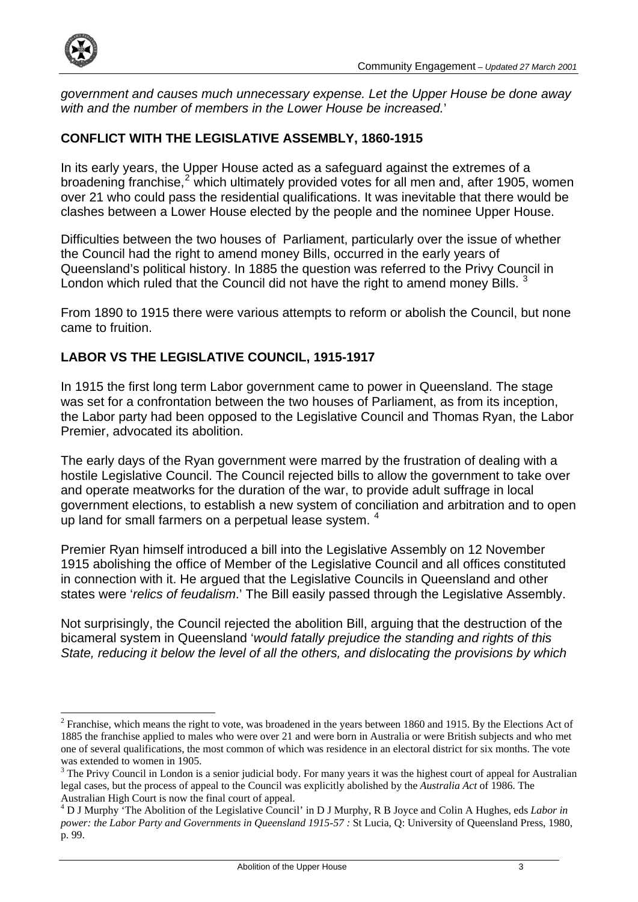*government and causes much unnecessary expense. Let the Upper House be done away with and the number of members in the Lower House be increased.*'

## CONFLICT WITH THE LEGISLATIVE ASSEMBLY, 1860-1915

In its early years, the Upper House acted as a safeguard against the extremes of a broadening franchise,[2] which ultimately provided votes for all men and, after 1905, women over 21 who could pass the residential qualifications. It was inevitable that there would be clashes between a Lower House elected by the people and the nominee Upper House.

Difficulties between the two houses of Parliament, particularly over the issue of whether the Council had the right to amend money Bills, occurred in the early years of Queensland's political history. In 1885 the question was referred to the Privy Council in London which ruled that the Council did not have the right to amend money Bills. [3]

From 1890 to 1915 there were various attempts to reform or abolish the Council, but none came to fruition.

## LABOR VS THE LEGISLATIVE COUNCIL, 1915-1917

In 1915 the first long term Labor government came to power in Queensland. The stage was set for a confrontation between the two houses of Parliament, as from its inception, the Labor party had been opposed to the Legislative Council and Thomas Ryan, the Labor Premier, advocated its abolition.

The early days of the Ryan government were marred by the frustration of dealing with a hostile Legislative Council. The Council rejected bills to allow the government to take over and operate meatworks for the duration of the war, to provide adult suffrage in local government elections, to establish a new system of conciliation and arbitration and to open up land for small farmers on a perpetual lease system. [4]

Premier Ryan himself introduced a bill into the Legislative Assembly on 12 November 1915 abolishing the office of Member of the Legislative Council and all offices constituted in connection with it. He argued that the Legislative Councils in Queensland and other states were '*relics of feudalism*.' The Bill easily passed through the Legislative Assembly.

Not surprisingly, the Council rejected the abolition Bill, arguing that the destruction of the bicameral system in Queensland '*would fatally prejudice the standing and rights of this State, reducing it below the level of all the others, and dislocating the provisions by which*

---

[2] Franchise, which means the right to vote, was broadened in the years between 1860 and 1915. By the Elections Act of 1885 the franchise applied to males who were over 21 and were born in Australia or were British subjects and who met one of several qualifications, the most common of which was residence in an electoral district for six months. The vote was extended to women in 1905.

[3] The Privy Council in London is a senior judicial body. For many years it was the highest court of appeal for Australian legal cases, but the process of appeal to the Council was explicitly abolished by the *Australia Act* of 1986. The Australian High Court is now the final court of appeal.

[4] D J Murphy 'The Abolition of the Legislative Council' in D J Murphy, R B Joyce and Colin A Hughes, eds *Labor in power: the Labor Party and Governments in Queensland 1915-57 :* St Lucia, Q: University of Queensland Press, 1980, p. 99.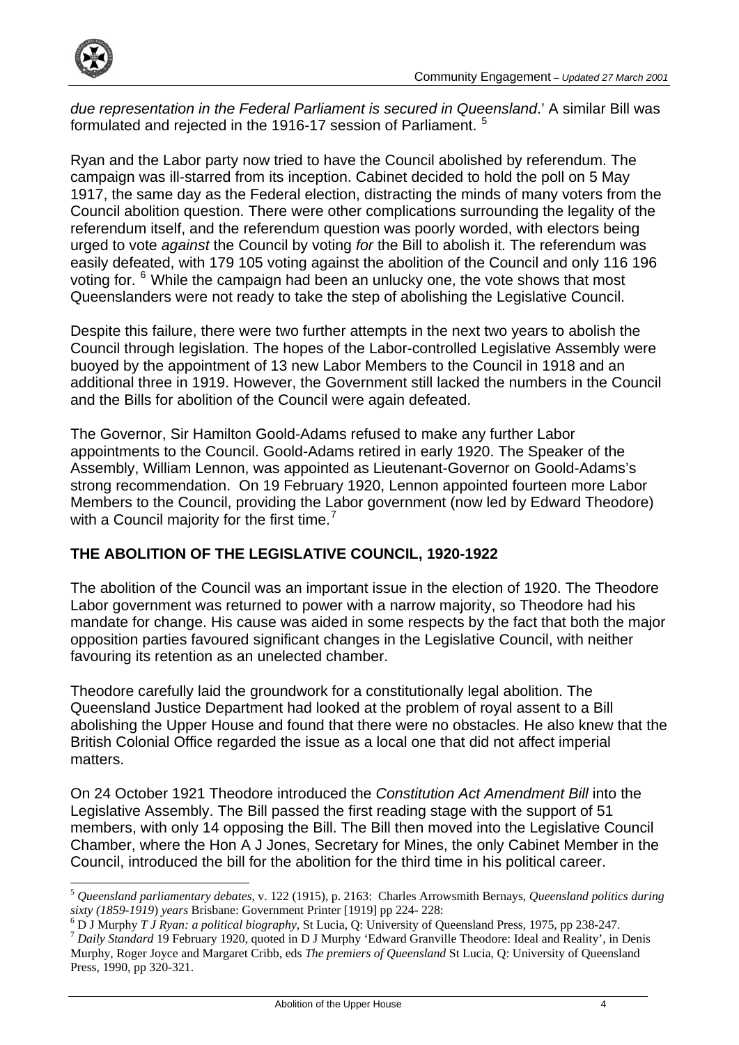*due representation in the Federal Parliament is secured in Queensland*.' A similar Bill was formulated and rejected in the 1916-17 session of Parliament. [5]

Ryan and the Labor party now tried to have the Council abolished by referendum. The campaign was ill-starred from its inception. Cabinet decided to hold the poll on 5 May 1917, the same day as the Federal election, distracting the minds of many voters from the Council abolition question. There were other complications surrounding the legality of the referendum itself, and the referendum question was poorly worded, with electors being urged to vote *against* the Council by voting *for* the Bill to abolish it. The referendum was easily defeated, with 179 105 voting against the abolition of the Council and only 116 196 voting for. [6] While the campaign had been an unlucky one, the vote shows that most Queenslanders were not ready to take the step of abolishing the Legislative Council.

Despite this failure, there were two further attempts in the next two years to abolish the Council through legislation. The hopes of the Labor-controlled Legislative Assembly were buoyed by the appointment of 13 new Labor Members to the Council in 1918 and an additional three in 1919. However, the Government still lacked the numbers in the Council and the Bills for abolition of the Council were again defeated.

The Governor, Sir Hamilton Goold-Adams refused to make any further Labor appointments to the Council. Goold-Adams retired in early 1920. The Speaker of the Assembly, William Lennon, was appointed as Lieutenant-Governor on Goold-Adams's strong recommendation. On 19 February 1920, Lennon appointed fourteen more Labor Members to the Council, providing the Labor government (now led by Edward Theodore) with a Council majority for the first time. [7]

## THE ABOLITION OF THE LEGISLATIVE COUNCIL, 1920-1922

The abolition of the Council was an important issue in the election of 1920. The Theodore Labor government was returned to power with a narrow majority, so Theodore had his mandate for change. His cause was aided in some respects by the fact that both the major opposition parties favoured significant changes in the Legislative Council, with neither favouring its retention as an unelected chamber.

Theodore carefully laid the groundwork for a constitutionally legal abolition. The Queensland Justice Department had looked at the problem of royal assent to a Bill abolishing the Upper House and found that there were no obstacles. He also knew that the British Colonial Office regarded the issue as a local one that did not affect imperial matters.

On 24 October 1921 Theodore introduced the *Constitution Act Amendment Bill* into the Legislative Assembly. The Bill passed the first reading stage with the support of 51 members, with only 14 opposing the Bill. The Bill then moved into the Legislative Council Chamber, where the Hon A J Jones, Secretary for Mines, the only Cabinet Member in the Council, introduced the bill for the abolition for the third time in his political career.

---

[5] *Queensland parliamentary debates,* v. 122 (1915), p. 2163: Charles Arrowsmith Bernays, *Queensland politics during sixty (1859-1919) years* Brisbane: Government Printer [1919] pp 224- 228:

[6] D J Murphy *T J Ryan: a political biography*, St Lucia, Q: University of Queensland Press, 1975, pp 238-247.

[7] *Daily Standard* 19 February 1920, quoted in D J Murphy 'Edward Granville Theodore: Ideal and Reality', in Denis Murphy, Roger Joyce and Margaret Cribb, eds *The premiers of Queensland* St Lucia, Q: University of Queensland Press, 1990, pp 320-321.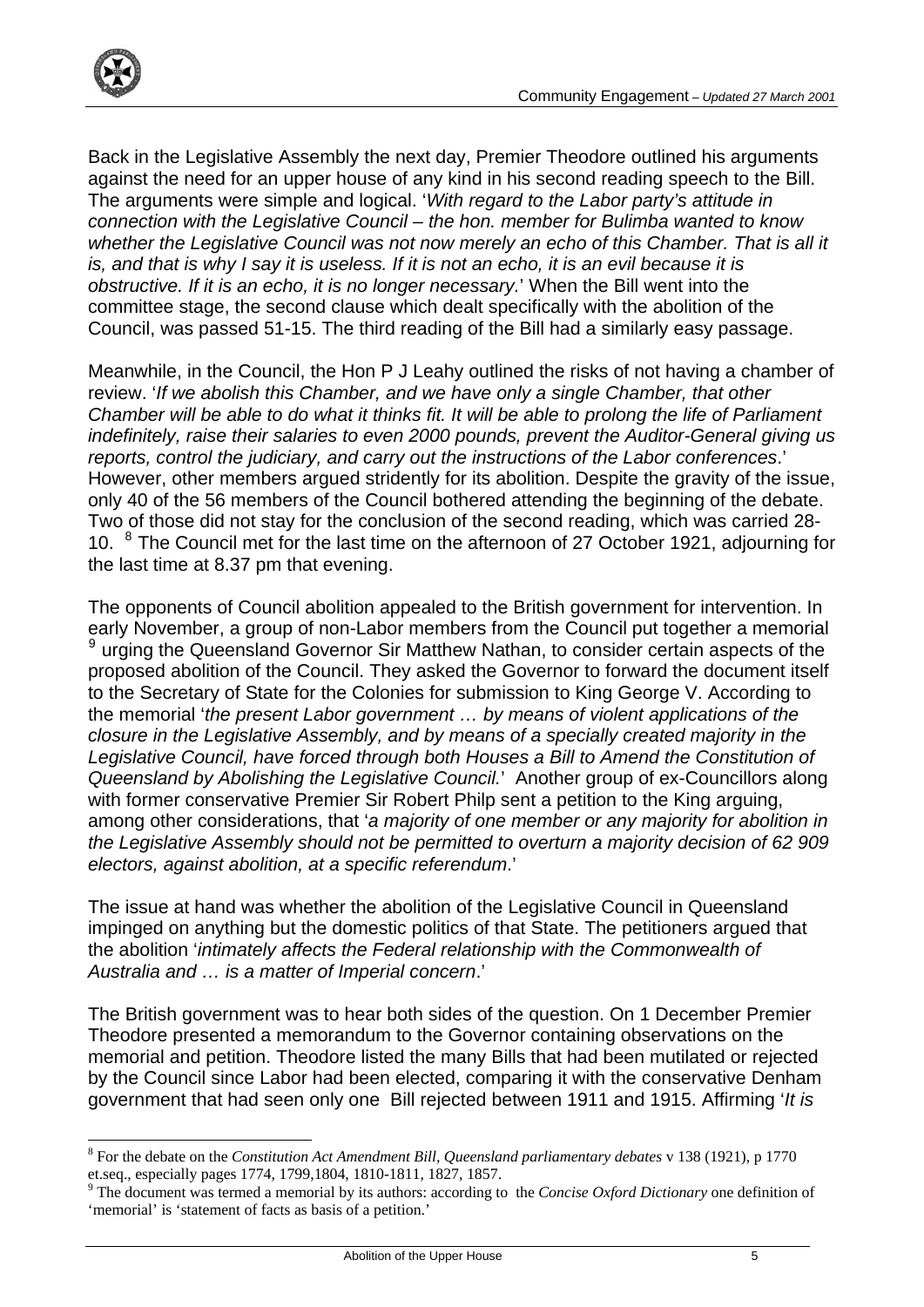Back in the Legislative Assembly the next day, Premier Theodore outlined his arguments against the need for an upper house of any kind in his second reading speech to the Bill. The arguments were simple and logical. '*With regard to the Labor party's attitude in connection with the Legislative Council – the hon. member for Bulimba wanted to know whether the Legislative Council was not now merely an echo of this Chamber. That is all it is, and that is why I say it is useless. If it is not an echo, it is an evil because it is obstructive. If it is an echo, it is no longer necessary.*' When the Bill went into the committee stage, the second clause which dealt specifically with the abolition of the Council, was passed 51-15. The third reading of the Bill had a similarly easy passage.

Meanwhile, in the Council, the Hon P J Leahy outlined the risks of not having a chamber of review. '*If we abolish this Chamber, and we have only a single Chamber, that other Chamber will be able to do what it thinks fit. It will be able to prolong the life of Parliament indefinitely, raise their salaries to even 2000 pounds, prevent the Auditor-General giving us reports, control the judiciary, and carry out the instructions of the Labor conferences*.' However, other members argued stridently for its abolition. Despite the gravity of the issue, only 40 of the 56 members of the Council bothered attending the beginning of the debate. Two of those did not stay for the conclusion of the second reading, which was carried 28-10. [8] The Council met for the last time on the afternoon of 27 October 1921, adjourning for the last time at 8.37 pm that evening.

The opponents of Council abolition appealed to the British government for intervention. In early November, a group of non-Labor members from the Council put together a memorial [9] urging the Queensland Governor Sir Matthew Nathan, to consider certain aspects of the proposed abolition of the Council. They asked the Governor to forward the document itself to the Secretary of State for the Colonies for submission to King George V. According to the memorial '*the present Labor government … by means of violent applications of the closure in the Legislative Assembly, and by means of a specially created majority in the Legislative Council, have forced through both Houses a Bill to Amend the Constitution of Queensland by Abolishing the Legislative Council.*' Another group of ex-Councillors along with former conservative Premier Sir Robert Philp sent a petition to the King arguing, among other considerations, that '*a majority of one member or any majority for abolition in the Legislative Assembly should not be permitted to overturn a majority decision of 62 909 electors, against abolition, at a specific referendum*.'

The issue at hand was whether the abolition of the Legislative Council in Queensland impinged on anything but the domestic politics of that State. The petitioners argued that the abolition '*intimately affects the Federal relationship with the Commonwealth of Australia and … is a matter of Imperial concern*.'

The British government was to hear both sides of the question. On 1 December Premier Theodore presented a memorandum to the Governor containing observations on the memorial and petition. Theodore listed the many Bills that had been mutilated or rejected by the Council since Labor had been elected, comparing it with the conservative Denham government that had seen only one Bill rejected between 1911 and 1915. Affirming '*It is*

---

[8] For the debate on the *Constitution Act Amendment Bill*, *Queensland parliamentary debates* v 138 (1921), p 1770 et.seq., especially pages 1774, 1799,1804, 1810-1811, 1827, 1857.

[9] The document was termed a memorial by its authors: according to the *Concise Oxford Dictionary* one definition of 'memorial' is 'statement of facts as basis of a petition.'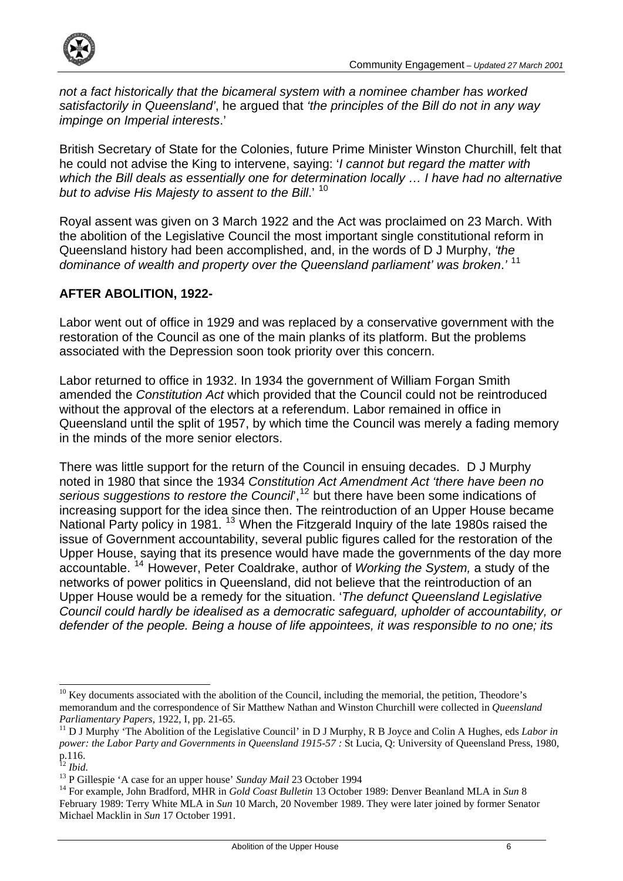*not a fact historically that the bicameral system with a nominee chamber has worked satisfactorily in Queensland'*, he argued that *'the principles of the Bill do not in any way impinge on Imperial interests*.'

British Secretary of State for the Colonies, future Prime Minister Winston Churchill, felt that he could not advise the King to intervene, saying: '*I cannot but regard the matter with which the Bill deals as essentially one for determination locally … I have had no alternative but to advise His Majesty to assent to the Bill*.' [10]

Royal assent was given on 3 March 1922 and the Act was proclaimed on 23 March. With the abolition of the Legislative Council the most important single constitutional reform in Queensland history had been accomplished, and, in the words of D J Murphy, *'the dominance of wealth and property over the Queensland parliament' was broken*.' [11]

## AFTER ABOLITION, 1922-

Labor went out of office in 1929 and was replaced by a conservative government with the restoration of the Council as one of the main planks of its platform. But the problems associated with the Depression soon took priority over this concern.

Labor returned to office in 1932. In 1934 the government of William Forgan Smith amended the *Constitution Act* which provided that the Council could not be reintroduced without the approval of the electors at a referendum. Labor remained in office in Queensland until the split of 1957, by which time the Council was merely a fading memory in the minds of the more senior electors.

There was little support for the return of the Council in ensuing decades. D J Murphy noted in 1980 that since the 1934 *Constitution Act Amendment Act 'there have been no serious suggestions to restore the Council*',[12] but there have been some indications of increasing support for the idea since then. The reintroduction of an Upper House became National Party policy in 1981. [13] When the Fitzgerald Inquiry of the late 1980s raised the issue of Government accountability, several public figures called for the restoration of the Upper House, saying that its presence would have made the governments of the day more accountable. [14] However, Peter Coaldrake, author of *Working the System,* a study of the networks of power politics in Queensland, did not believe that the reintroduction of an Upper House would be a remedy for the situation. '*The defunct Queensland Legislative Council could hardly be idealised as a democratic safeguard, upholder of accountability, or defender of the people. Being a house of life appointees, it was responsible to no one; its*

---

[10] Key documents associated with the abolition of the Council, including the memorial, the petition, Theodore's memorandum and the correspondence of Sir Matthew Nathan and Winston Churchill were collected in *Queensland Parliamentary Papers,* 1922, I, pp. 21-65.

[11] D J Murphy 'The Abolition of the Legislative Council' in D J Murphy, R B Joyce and Colin A Hughes, eds *Labor in power: the Labor Party and Governments in Queensland 1915-57 :* St Lucia, Q: University of Queensland Press, 1980, p.116.

[12] *Ibid.*

[13] P Gillespie 'A case for an upper house' *Sunday Mail* 23 October 1994

[14] For example, John Bradford, MHR in *Gold Coast Bulletin* 13 October 1989: Denver Beanland MLA in *Sun* 8 February 1989: Terry White MLA in *Sun* 10 March, 20 November 1989. They were later joined by former Senator Michael Macklin in *Sun* 17 October 1991.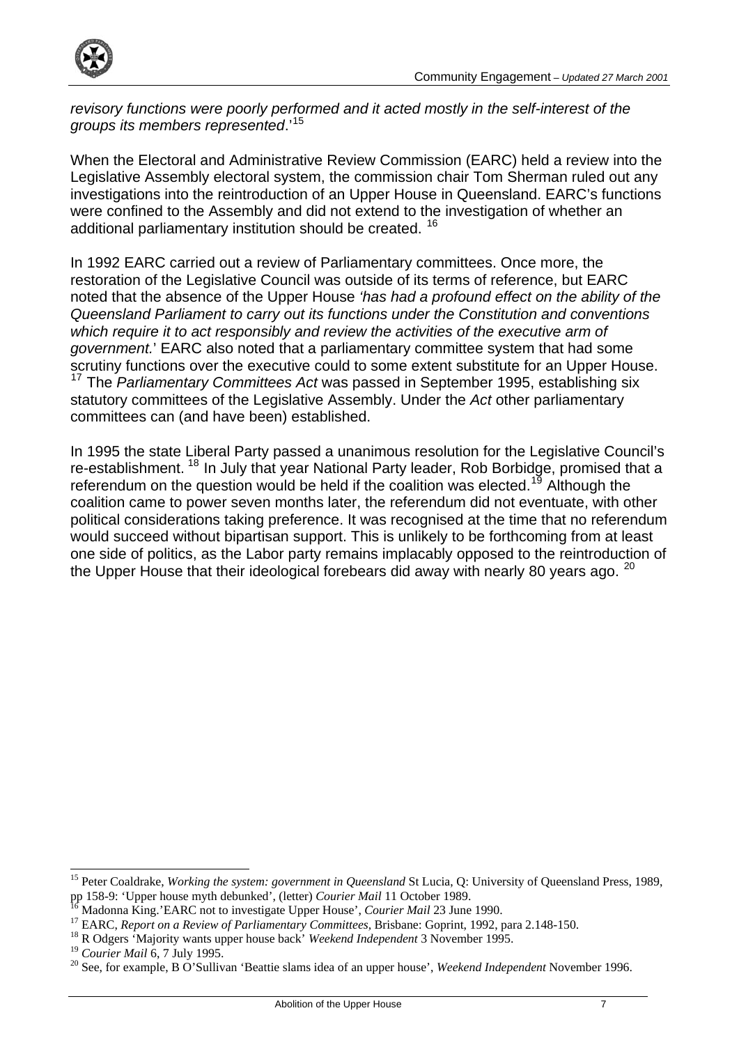*revisory functions were poorly performed and it acted mostly in the self-interest of the groups its members represented*.'[15]

When the Electoral and Administrative Review Commission (EARC) held a review into the Legislative Assembly electoral system, the commission chair Tom Sherman ruled out any investigations into the reintroduction of an Upper House in Queensland. EARC's functions were confined to the Assembly and did not extend to the investigation of whether an additional parliamentary institution should be created. [16]

In 1992 EARC carried out a review of Parliamentary committees. Once more, the restoration of the Legislative Council was outside of its terms of reference, but EARC noted that the absence of the Upper House *'has had a profound effect on the ability of the Queensland Parliament to carry out its functions under the Constitution and conventions which require it to act responsibly and review the activities of the executive arm of government.*' EARC also noted that a parliamentary committee system that had some scrutiny functions over the executive could to some extent substitute for an Upper House. [17] The *Parliamentary Committees Act* was passed in September 1995, establishing six statutory committees of the Legislative Assembly. Under the *Act* other parliamentary committees can (and have been) established.

In 1995 the state Liberal Party passed a unanimous resolution for the Legislative Council's re-establishment. [18] In July that year National Party leader, Rob Borbidge, promised that a referendum on the question would be held if the coalition was elected.[19] Although the coalition came to power seven months later, the referendum did not eventuate, with other political considerations taking preference. It was recognised at the time that no referendum would succeed without bipartisan support. This is unlikely to be forthcoming from at least one side of politics, as the Labor party remains implacably opposed to the reintroduction of the Upper House that their ideological forebears did away with nearly 80 years ago. [20]

---

[15] Peter Coaldrake, *Working the system: government in Queensland* St Lucia, Q: University of Queensland Press, 1989, pp 158-9: 'Upper house myth debunked', (letter) *Courier Mail* 11 October 1989.

[16] Madonna King.'EARC not to investigate Upper House', *Courier Mail* 23 June 1990.

[17] EARC, *Report on a Review of Parliamentary Committees*, Brisbane: Goprint, 1992, para 2.148-150.

[18] R Odgers 'Majority wants upper house back' *Weekend Independent* 3 November 1995.

[19] *Courier Mail* 6, 7 July 1995.

[20] See, for example, B O'Sullivan 'Beattie slams idea of an upper house', *Weekend Independent* November 1996.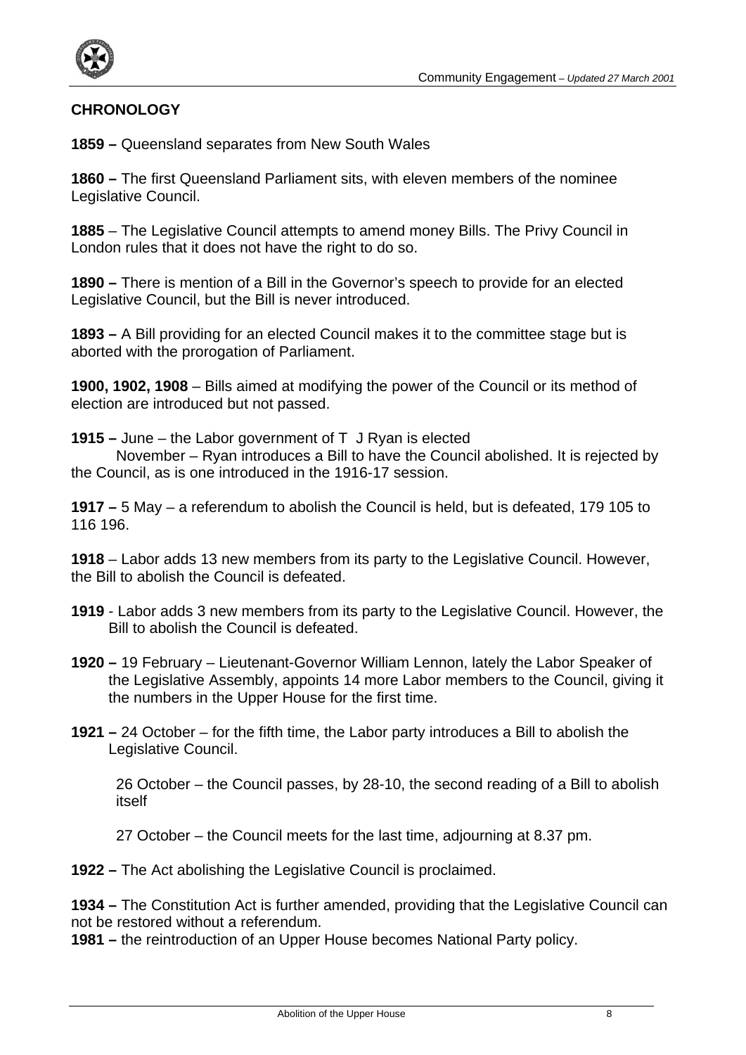## CHRONOLOGY

**1859 –** Queensland separates from New South Wales

**1860 –** The first Queensland Parliament sits, with eleven members of the nominee Legislative Council.

**1885** – The Legislative Council attempts to amend money Bills. The Privy Council in London rules that it does not have the right to do so.

**1890 –** There is mention of a Bill in the Governor's speech to provide for an elected Legislative Council, but the Bill is never introduced.

**1893 –** A Bill providing for an elected Council makes it to the committee stage but is aborted with the prorogation of Parliament.

**1900, 1902, 1908** – Bills aimed at modifying the power of the Council or its method of election are introduced but not passed.

**1915 –** June – the Labor government of T J Ryan is elected
November – Ryan introduces a Bill to have the Council abolished. It is rejected by the Council, as is one introduced in the 1916-17 session.

**1917 –** 5 May – a referendum to abolish the Council is held, but is defeated, 179 105 to 116 196.

**1918** – Labor adds 13 new members from its party to the Legislative Council. However, the Bill to abolish the Council is defeated.

**1919** - Labor adds 3 new members from its party to the Legislative Council. However, the Bill to abolish the Council is defeated.

**1920 –** 19 February – Lieutenant-Governor William Lennon, lately the Labor Speaker of the Legislative Assembly, appoints 14 more Labor members to the Council, giving it the numbers in the Upper House for the first time.

**1921 –** 24 October – for the fifth time, the Labor party introduces a Bill to abolish the Legislative Council.

26 October – the Council passes, by 28-10, the second reading of a Bill to abolish itself

27 October – the Council meets for the last time, adjourning at 8.37 pm.

**1922 –** The Act abolishing the Legislative Council is proclaimed.

**1934 –** The Constitution Act is further amended, providing that the Legislative Council can not be restored without a referendum.

**1981 –** the reintroduction of an Upper House becomes National Party policy.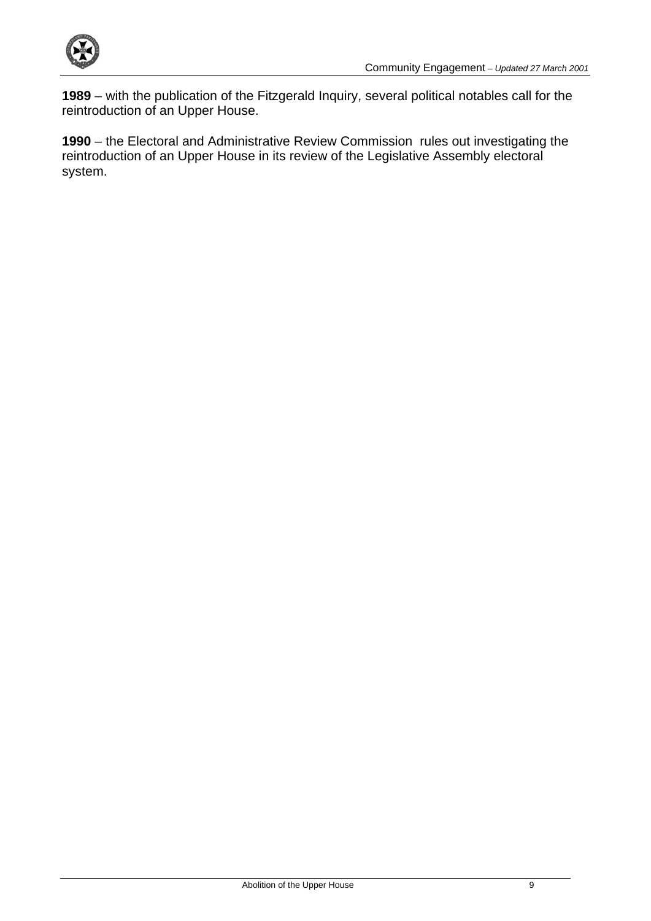**1989** – with the publication of the Fitzgerald Inquiry, several political notables call for the reintroduction of an Upper House.

**1990** – the Electoral and Administrative Review Commission rules out investigating the reintroduction of an Upper House in its review of the Legislative Assembly electoral system.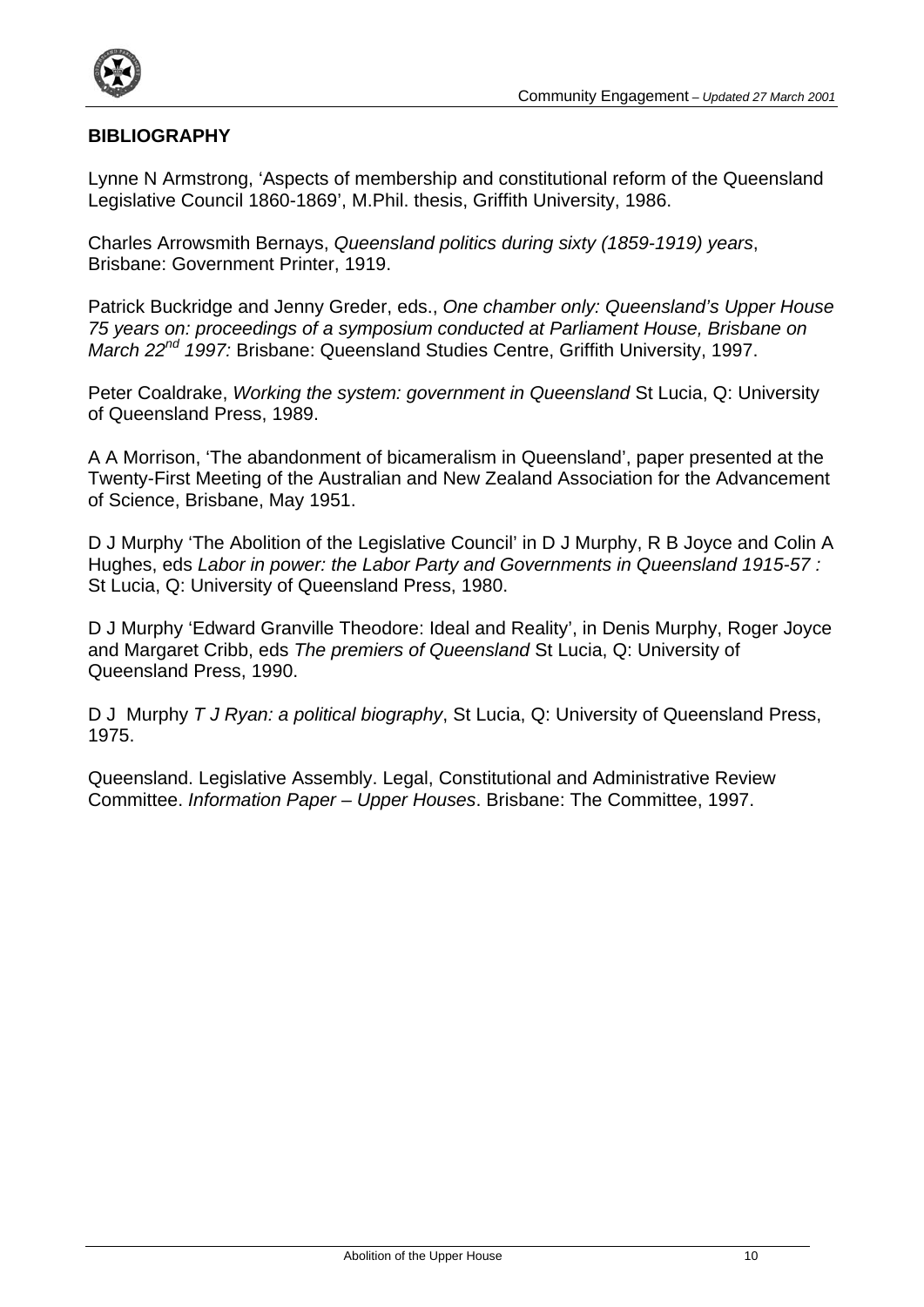**BIBLIOGRAPHY**

Lynne N Armstrong, 'Aspects of membership and constitutional reform of the Queensland Legislative Council 1860-1869', M.Phil. thesis, Griffith University, 1986.

Charles Arrowsmith Bernays, *Queensland politics during sixty (1859-1919) years*, Brisbane: Government Printer, 1919.

Patrick Buckridge and Jenny Greder, eds., *One chamber only: Queensland's Upper House 75 years on: proceedings of a symposium conducted at Parliament House, Brisbane on March 22nd 1997:* Brisbane: Queensland Studies Centre, Griffith University, 1997.

Peter Coaldrake, *Working the system: government in Queensland* St Lucia, Q: University of Queensland Press, 1989.

A A Morrison, 'The abandonment of bicameralism in Queensland', paper presented at the Twenty-First Meeting of the Australian and New Zealand Association for the Advancement of Science, Brisbane, May 1951.

D J Murphy 'The Abolition of the Legislative Council' in D J Murphy, R B Joyce and Colin A Hughes, eds *Labor in power: the Labor Party and Governments in Queensland 1915-57 :* St Lucia, Q: University of Queensland Press, 1980.

D J Murphy 'Edward Granville Theodore: Ideal and Reality', in Denis Murphy, Roger Joyce and Margaret Cribb, eds *The premiers of Queensland* St Lucia, Q: University of Queensland Press, 1990.

D J Murphy *T J Ryan: a political biography*, St Lucia, Q: University of Queensland Press, 1975.

Queensland. Legislative Assembly. Legal, Constitutional and Administrative Review Committee. *Information Paper – Upper Houses*. Brisbane: The Committee, 1997.